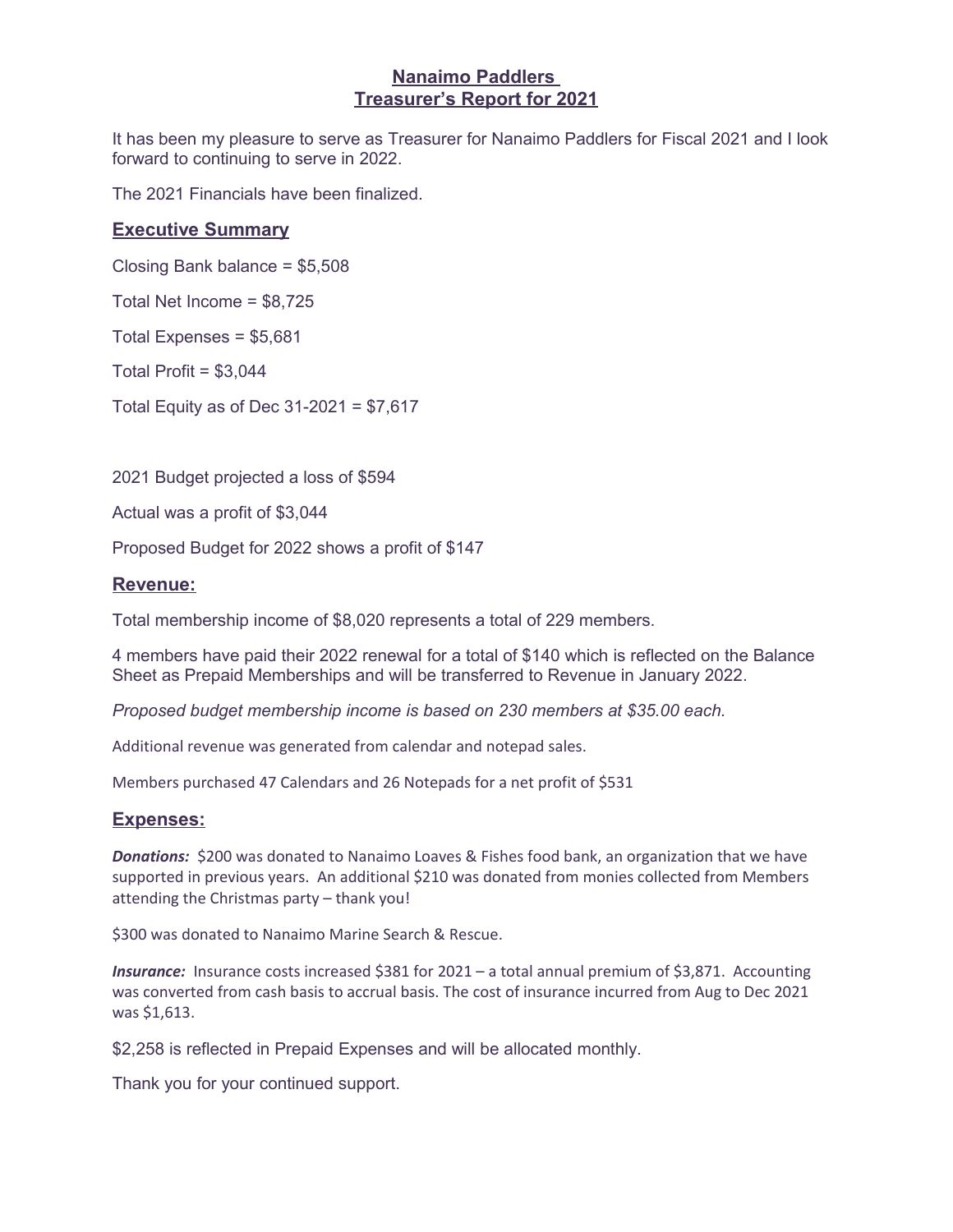# Nanaimo Paddlers
# Treasurer's Report for 2021

It has been my pleasure to serve as Treasurer for Nanaimo Paddlers for Fiscal 2021 and I look forward to continuing to serve in 2022.

The 2021 Financials have been finalized.

## Executive Summary

Closing Bank balance = $5,508

Total Net Income = $8,725

Total Expenses = $5,681

Total Profit = $3,044

Total Equity as of Dec 31-2021 = $7,617

2021 Budget projected a loss of $594

Actual was a profit of $3,044

Proposed Budget for 2022 shows a profit of $147

## Revenue:

Total membership income of $8,020 represents a total of 229 members.

4 members have paid their 2022 renewal for a total of $140 which is reflected on the Balance Sheet as Prepaid Memberships and will be transferred to Revenue in January 2022.

*Proposed budget membership income is based on 230 members at $35.00 each.*

Additional revenue was generated from calendar and notepad sales.

Members purchased 47 Calendars and 26 Notepads for a net profit of $531

## Expenses:

***Donations:*** $200 was donated to Nanaimo Loaves & Fishes food bank, an organization that we have supported in previous years. An additional $210 was donated from monies collected from Members attending the Christmas party – thank you!

$300 was donated to Nanaimo Marine Search & Rescue.

***Insurance:*** Insurance costs increased $381 for 2021 – a total annual premium of $3,871. Accounting was converted from cash basis to accrual basis. The cost of insurance incurred from Aug to Dec 2021 was $1,613.

$2,258 is reflected in Prepaid Expenses and will be allocated monthly.

Thank you for your continued support.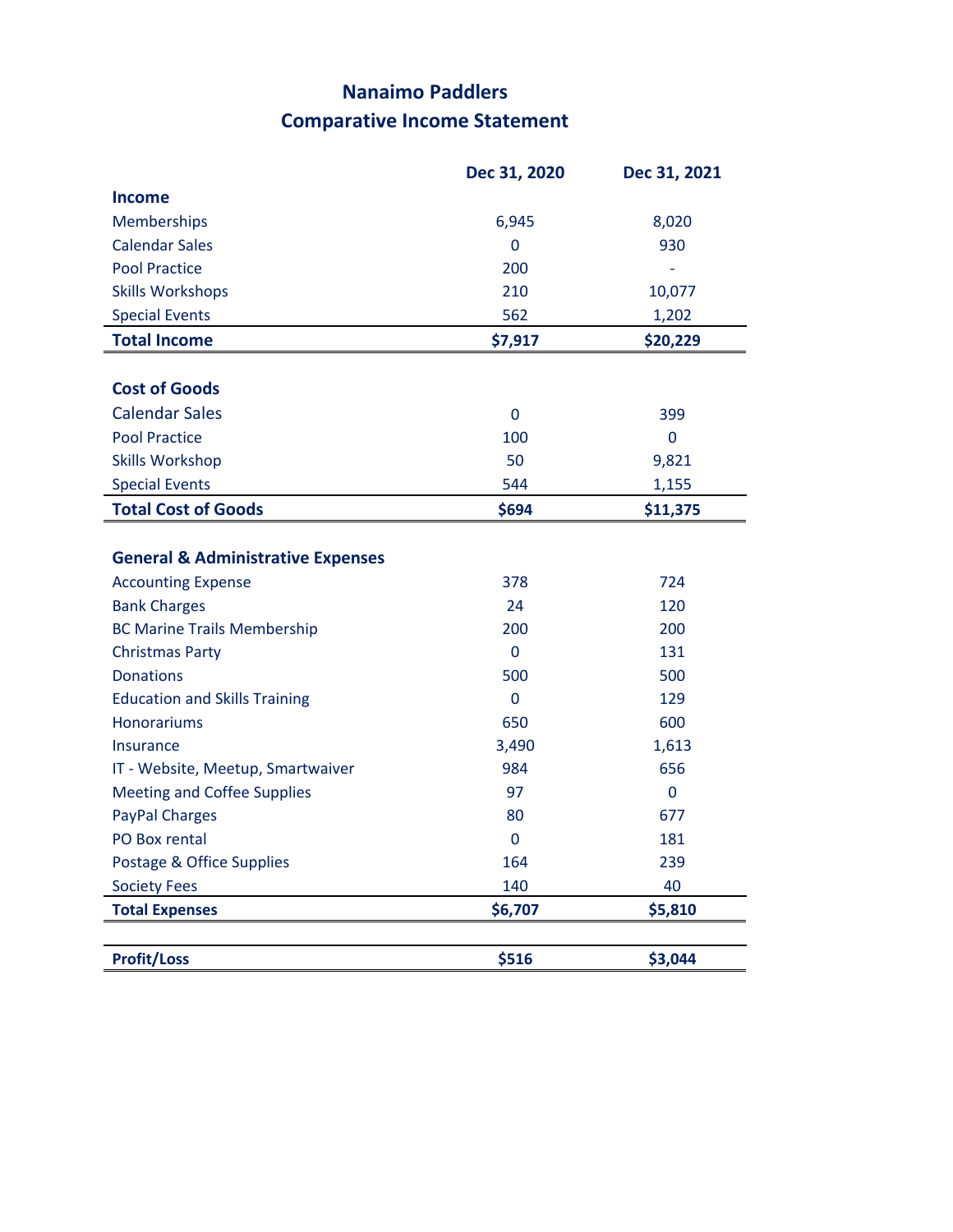# Nanaimo Paddlers
## Comparative Income Statement

| | Dec 31, 2020 | Dec 31, 2021 |
|---|---|---|
| **Income** | | |
| Memberships | 6,945 | 8,020 |
| Calendar Sales | 0 | 930 |
| Pool Practice | 200 | - |
| Skills Workshops | 210 | 10,077 |
| Special Events | 562 | 1,202 |
| **Total Income** | **$7,917** | **$20,229** |
| | | |
| **Cost of Goods** | | |
| Calendar Sales | 0 | 399 |
| Pool Practice | 100 | 0 |
| Skills Workshop | 50 | 9,821 |
| Special Events | 544 | 1,155 |
| **Total Cost of Goods** | **$694** | **$11,375** |
| | | |
| **General & Administrative Expenses** | | |
| Accounting Expense | 378 | 724 |
| Bank Charges | 24 | 120 |
| BC Marine Trails Membership | 200 | 200 |
| Christmas Party | 0 | 131 |
| Donations | 500 | 500 |
| Education and Skills Training | 0 | 129 |
| Honorariums | 650 | 600 |
| Insurance | 3,490 | 1,613 |
| IT - Website, Meetup, Smartwaiver | 984 | 656 |
| Meeting and Coffee Supplies | 97 | 0 |
| PayPal Charges | 80 | 677 |
| PO Box rental | 0 | 181 |
| Postage & Office Supplies | 164 | 239 |
| Society Fees | 140 | 40 |
| **Total Expenses** | **$6,707** | **$5,810** |
| | | |
| **Profit/Loss** | **$516** | **$3,044** |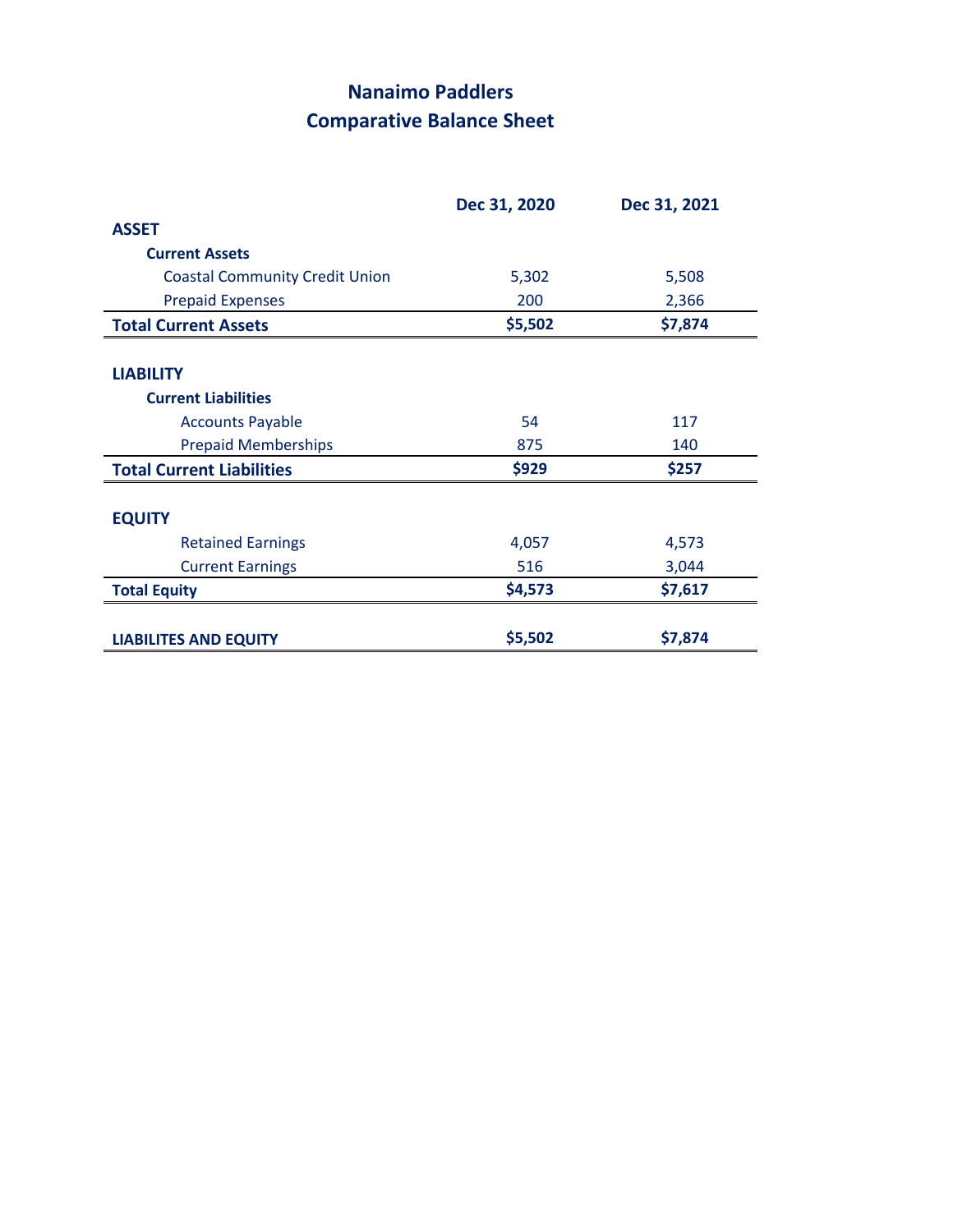# Nanaimo Paddlers
## Comparative Balance Sheet

| | Dec 31, 2020 | Dec 31, 2021 |
|---|---|---|
| **ASSET** | | |
| **Current Assets** | | |
| Coastal Community Credit Union | 5,302 | 5,508 |
| Prepaid Expenses | 200 | 2,366 |
| **Total Current Assets** | **$5,502** | **$7,874** |
| | | |
| **LIABILITY** | | |
| **Current Liabilities** | | |
| Accounts Payable | 54 | 117 |
| Prepaid Memberships | 875 | 140 |
| **Total Current Liabilities** | **$929** | **$257** |
| | | |
| **EQUITY** | | |
| Retained Earnings | 4,057 | 4,573 |
| Current Earnings | 516 | 3,044 |
| **Total Equity** | **$4,573** | **$7,617** |
| | | |
| **LIABILITES AND EQUITY** | **$5,502** | **$7,874** |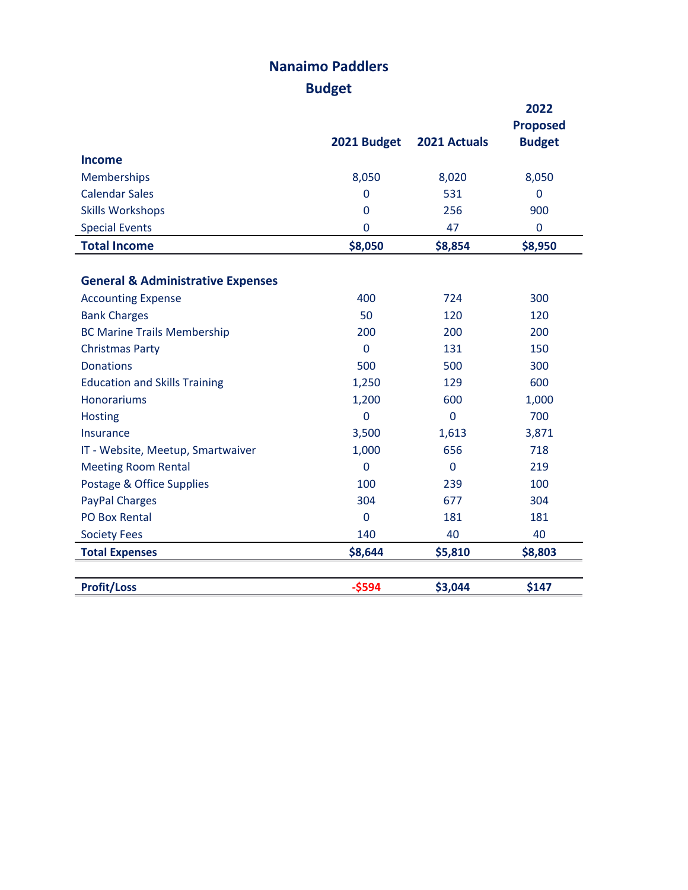# Nanaimo Paddlers

## Budget

| | 2021 Budget | 2021 Actuals | 2022 Proposed Budget |
|---|---|---|---|
| **Income** | | | |
| Memberships | 8,050 | 8,020 | 8,050 |
| Calendar Sales | 0 | 531 | 0 |
| Skills Workshops | 0 | 256 | 900 |
| Special Events | 0 | 47 | 0 |
| **Total Income** | **$8,050** | **$8,854** | **$8,950** |
| | | | |
| **General & Administrative Expenses** | | | |
| Accounting Expense | 400 | 724 | 300 |
| Bank Charges | 50 | 120 | 120 |
| BC Marine Trails Membership | 200 | 200 | 200 |
| Christmas Party | 0 | 131 | 150 |
| Donations | 500 | 500 | 300 |
| Education and Skills Training | 1,250 | 129 | 600 |
| Honorariums | 1,200 | 600 | 1,000 |
| Hosting | 0 | 0 | 700 |
| Insurance | 3,500 | 1,613 | 3,871 |
| IT - Website, Meetup, Smartwaiver | 1,000 | 656 | 718 |
| Meeting Room Rental | 0 | 0 | 219 |
| Postage & Office Supplies | 100 | 239 | 100 |
| PayPal Charges | 304 | 677 | 304 |
| PO Box Rental | 0 | 181 | 181 |
| Society Fees | 140 | 40 | 40 |
| **Total Expenses** | **$8,644** | **$5,810** | **$8,803** |
| | | | |
| **Profit/Loss** | **-$594** | **$3,044** | **$147** |